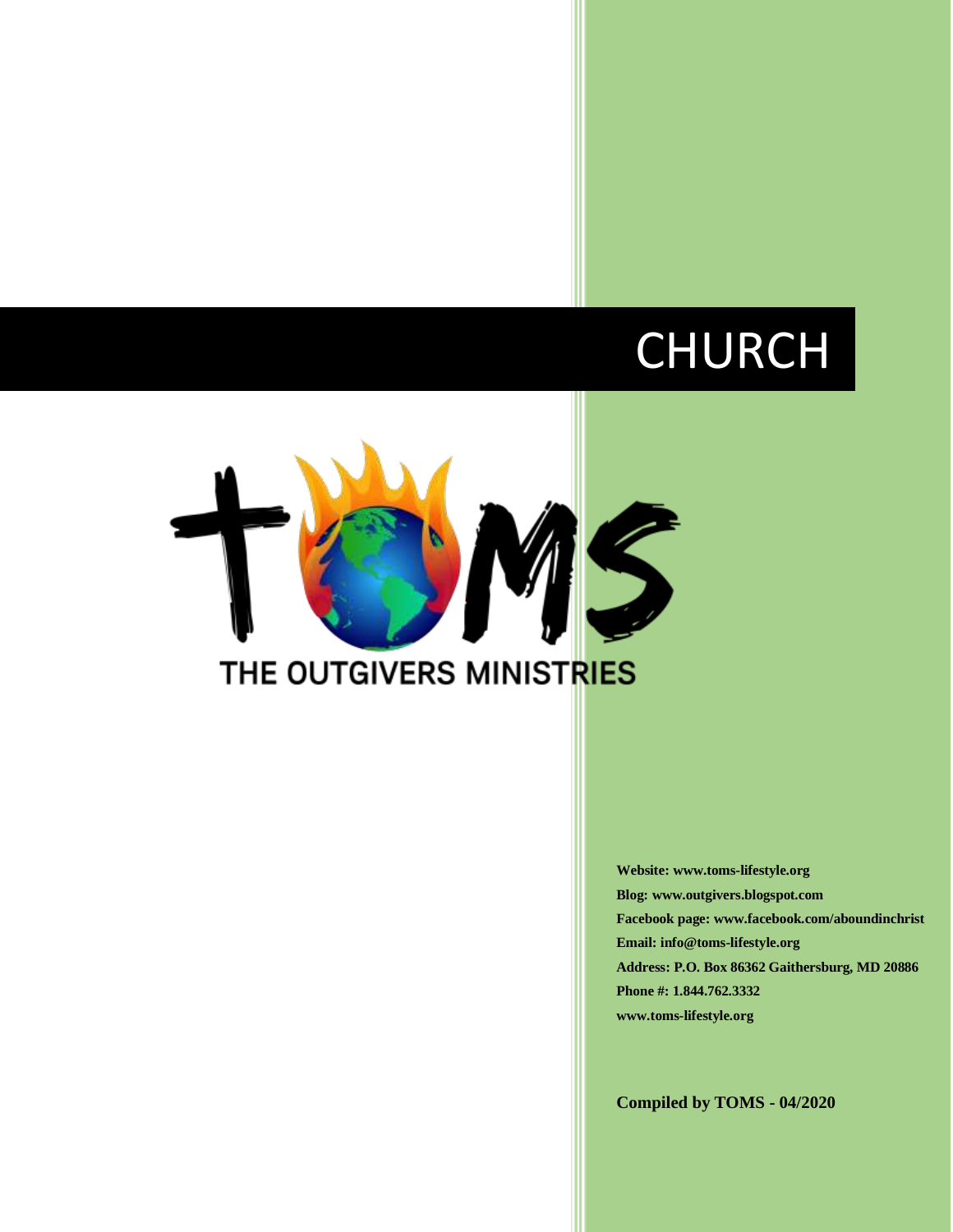# CHURCH

TOMS

THE OUTGIVERS MINISTRIES

**Website: www.toms-lifestyle.org**
**Blog: www.outgivers.blogspot.com**
**Facebook page: www.facebook.com/aboundinchrist**
**Email: info@toms-lifestyle.org**
**Address: P.O. Box 86362 Gaithersburg, MD 20886**
**Phone #: 1.844.762.3332**
**www.toms-lifestyle.org**

**Compiled by TOMS - 04/2020**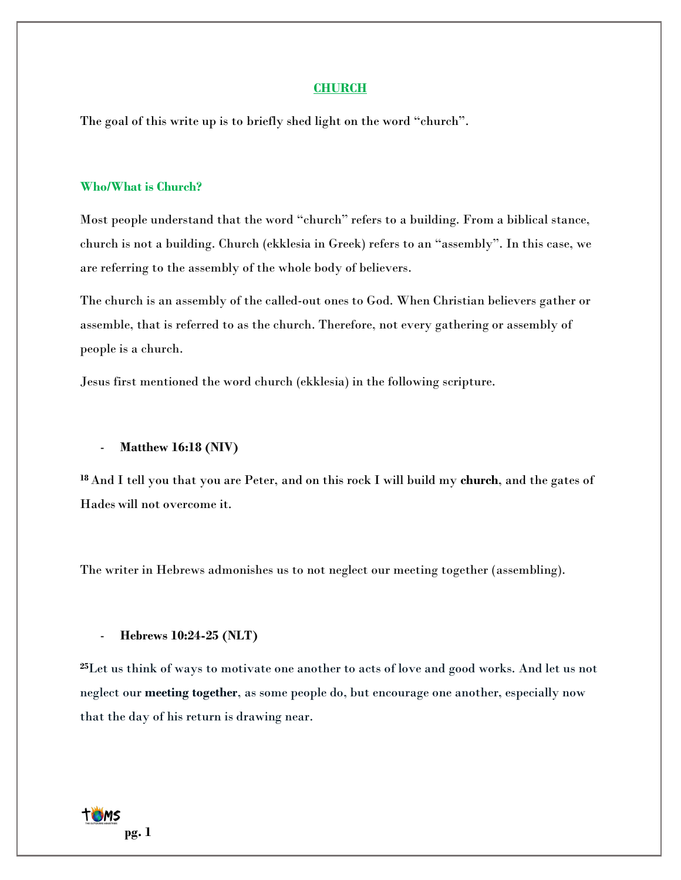# CHURCH

The goal of this write up is to briefly shed light on the word "church".

## Who/What is Church?

Most people understand that the word "church" refers to a building. From a biblical stance, church is not a building. Church (ekklesia in Greek) refers to an "assembly". In this case, we are referring to the assembly of the whole body of believers.

The church is an assembly of the called-out ones to God. When Christian believers gather or assemble, that is referred to as the church. Therefore, not every gathering or assembly of people is a church.

Jesus first mentioned the word church (ekklesia) in the following scripture.

- **Matthew 16:18 (NIV)**

**18** And I tell you that you are Peter, and on this rock I will build my **church**, and the gates of Hades will not overcome it.

The writer in Hebrews admonishes us to not neglect our meeting together (assembling).

- **Hebrews 10:24-25 (NLT)**

**25** Let us think of ways to motivate one another to acts of love and good works. And let us not neglect our **meeting together**, as some people do, but encourage one another, especially now that the day of his return is drawing near.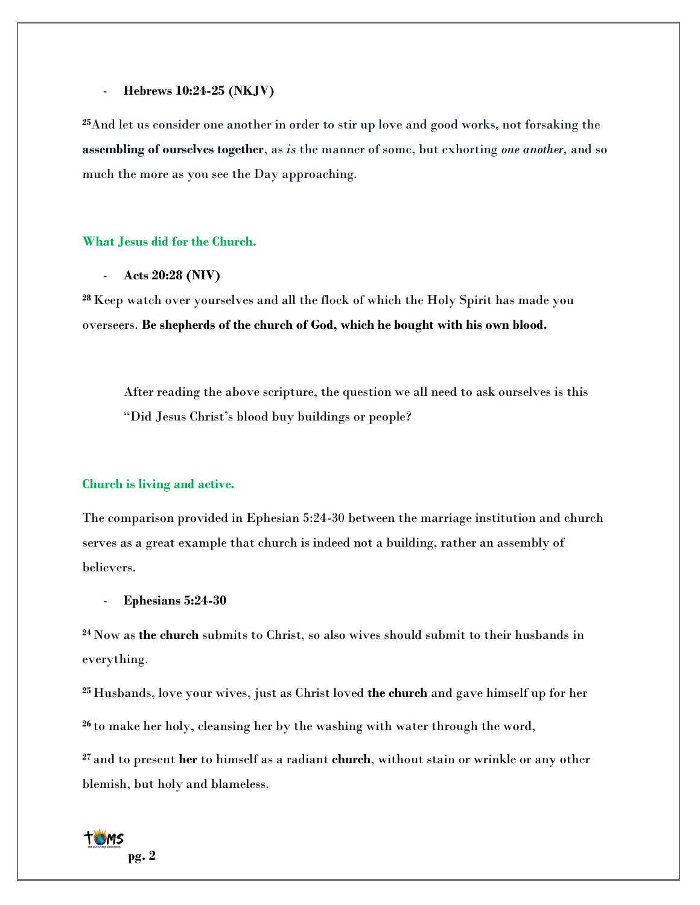- **Hebrews 10:24-25 (NKJV)**

[25]And let us consider one another in order to stir up love and good works, not forsaking the **assembling of ourselves together**, as *is* the manner of some, but exhorting *one another,* and so much the more as you see the Day approaching.

**What Jesus did for the Church.**

- **Acts 20:28 (NIV)**

[28] Keep watch over yourselves and all the flock of which the Holy Spirit has made you overseers. **Be shepherds of the church of God, which he bought with his own blood.**

After reading the above scripture, the question we all need to ask ourselves is this "Did Jesus Christ's blood buy buildings or people?

**Church is living and active.**

The comparison provided in Ephesian 5:24-30 between the marriage institution and church serves as a great example that church is indeed not a building, rather an assembly of believers.

- **Ephesians 5:24-30**

[24] Now as **the church** submits to Christ, so also wives should submit to their husbands in everything.

[25] Husbands, love your wives, just as Christ loved **the church** and gave himself up for her

[26] to make her holy, cleansing her by the washing with water through the word,

[27] and to present **her** to himself as a radiant **church**, without stain or wrinkle or any other blemish, but holy and blameless.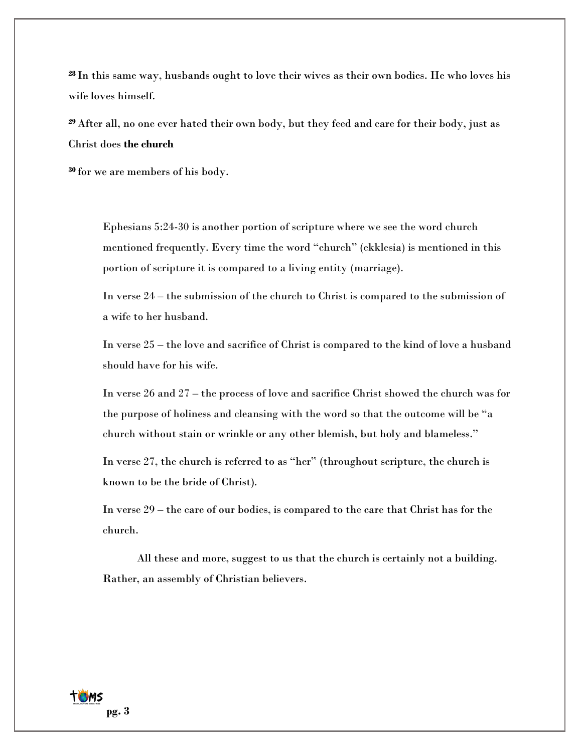**28** In this same way, husbands ought to love their wives as their own bodies. He who loves his wife loves himself.

**29** After all, no one ever hated their own body, but they feed and care for their body, just as Christ does **the church**

**30** for we are members of his body.

Ephesians 5:24-30 is another portion of scripture where we see the word church mentioned frequently. Every time the word "church" (ekklesia) is mentioned in this portion of scripture it is compared to a living entity (marriage).

In verse 24 – the submission of the church to Christ is compared to the submission of a wife to her husband.

In verse 25 – the love and sacrifice of Christ is compared to the kind of love a husband should have for his wife.

In verse 26 and 27 – the process of love and sacrifice Christ showed the church was for the purpose of holiness and cleansing with the word so that the outcome will be "a church without stain or wrinkle or any other blemish, but holy and blameless."

In verse 27, the church is referred to as "her" (throughout scripture, the church is known to be the bride of Christ).

In verse 29 – the care of our bodies, is compared to the care that Christ has for the church.

All these and more, suggest to us that the church is certainly not a building. Rather, an assembly of Christian believers.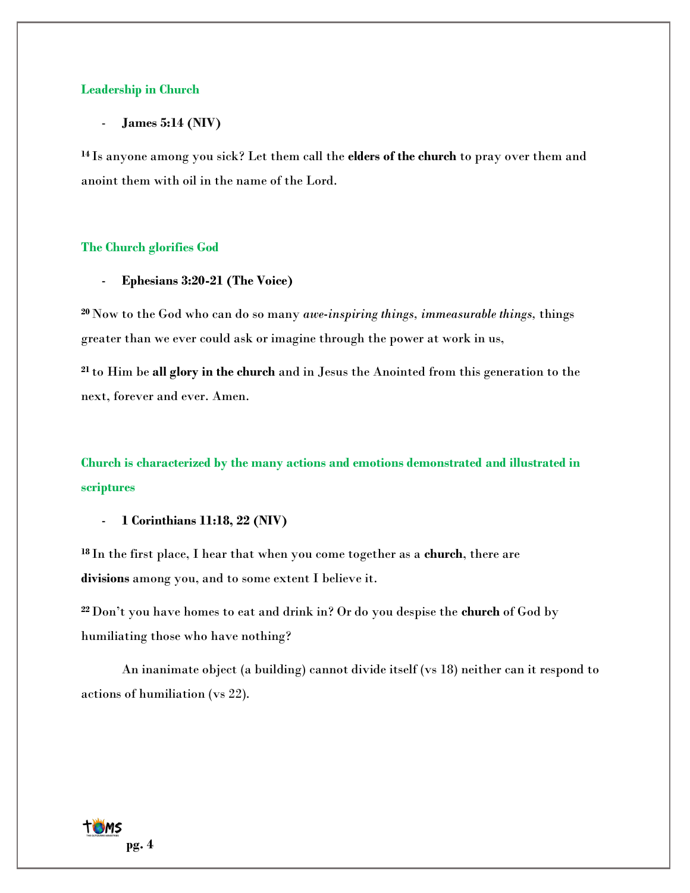## Leadership in Church

- **James 5:14 (NIV)**

[14] Is anyone among you sick? Let them call the **elders of the church** to pray over them and anoint them with oil in the name of the Lord.

## The Church glorifies God

- **Ephesians 3:20-21 (The Voice)**

[20] Now to the God who can do so many *awe-inspiring things*, *immeasurable things*, things greater than we ever could ask or imagine through the power at work in us,

[21] to Him be **all glory in the church** and in Jesus the Anointed from this generation to the next, forever and ever. Amen.

## Church is characterized by the many actions and emotions demonstrated and illustrated in scriptures

- **1 Corinthians 11:18, 22 (NIV)**

[18] In the first place, I hear that when you come together as a **church**, there are **divisions** among you, and to some extent I believe it.

[22] Don't you have homes to eat and drink in? Or do you despise the **church** of God by humiliating those who have nothing?

An inanimate object (a building) cannot divide itself (vs 18) neither can it respond to actions of humiliation (vs 22).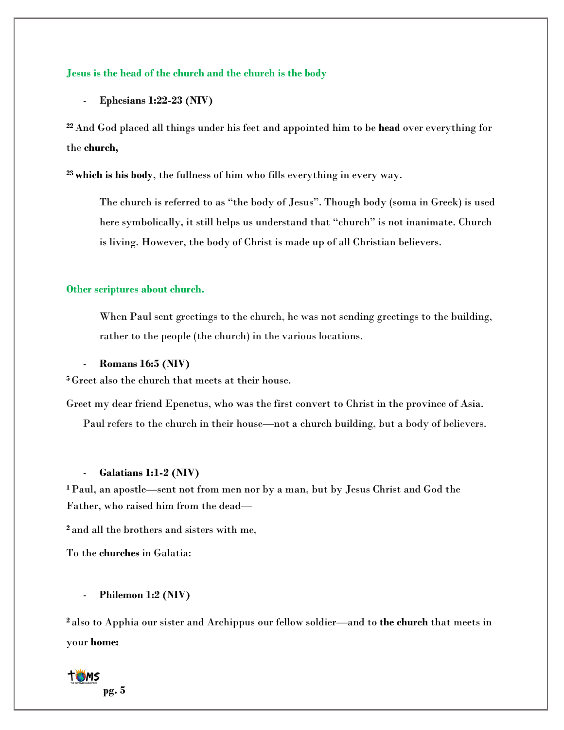## Jesus is the head of the church and the church is the body

- **Ephesians 1:22-23 (NIV)**

[22] And God placed all things under his feet and appointed him to be **head** over everything for the **church,**

[23] **which is his body**, the fullness of him who fills everything in every way.

> The church is referred to as "the body of Jesus". Though body (soma in Greek) is used here symbolically, it still helps us understand that "church" is not inanimate. Church is living. However, the body of Christ is made up of all Christian believers.

## Other scriptures about church.

> When Paul sent greetings to the church, he was not sending greetings to the building, rather to the people (the church) in the various locations.

- **Romans 16:5 (NIV)**

[5] Greet also the church that meets at their house.

Greet my dear friend Epenetus, who was the first convert to Christ in the province of Asia.

> Paul refers to the church in their house—not a church building, but a body of believers.

- **Galatians 1:1-2 (NIV)**

[1] Paul, an apostle—sent not from men nor by a man, but by Jesus Christ and God the Father, who raised him from the dead—

[2] and all the brothers and sisters with me,

To the **churches** in Galatia:

- **Philemon 1:2 (NIV)**

[2] also to Apphia our sister and Archippus our fellow soldier—and to **the church** that meets in your **home:**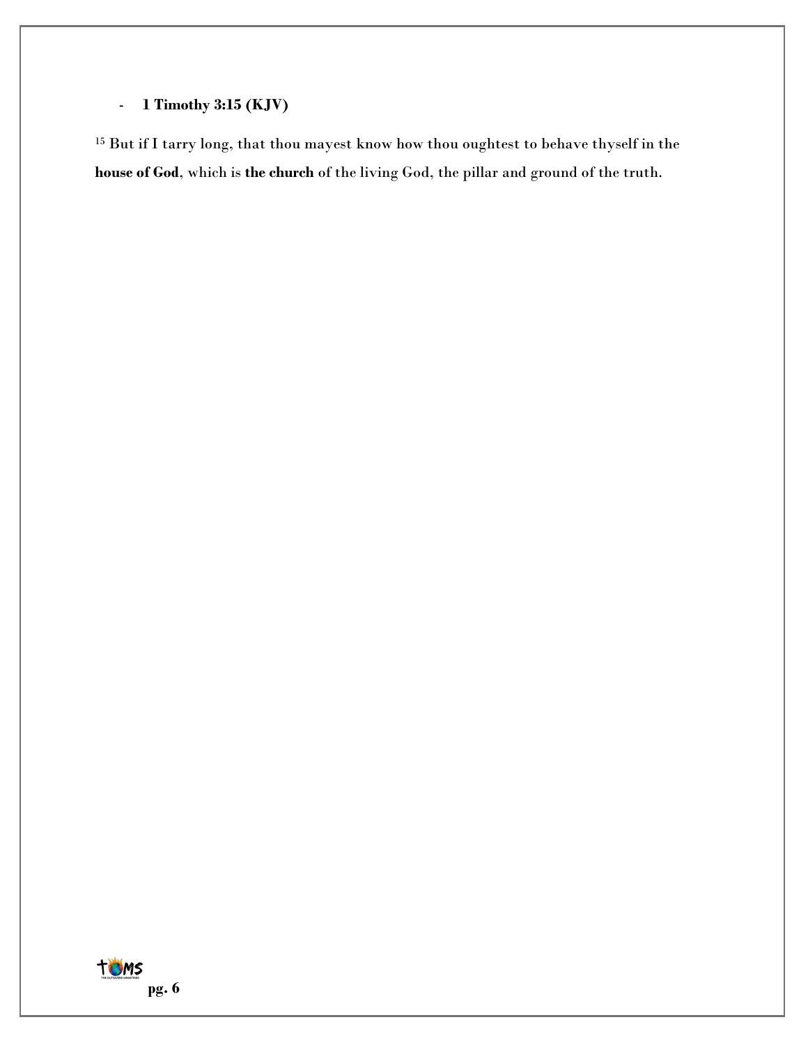- **1 Timothy 3:15 (KJV)**

[15] But if I tarry long, that thou mayest know how thou oughtest to behave thyself in the **house of God**, which is **the church** of the living God, the pillar and ground of the truth.